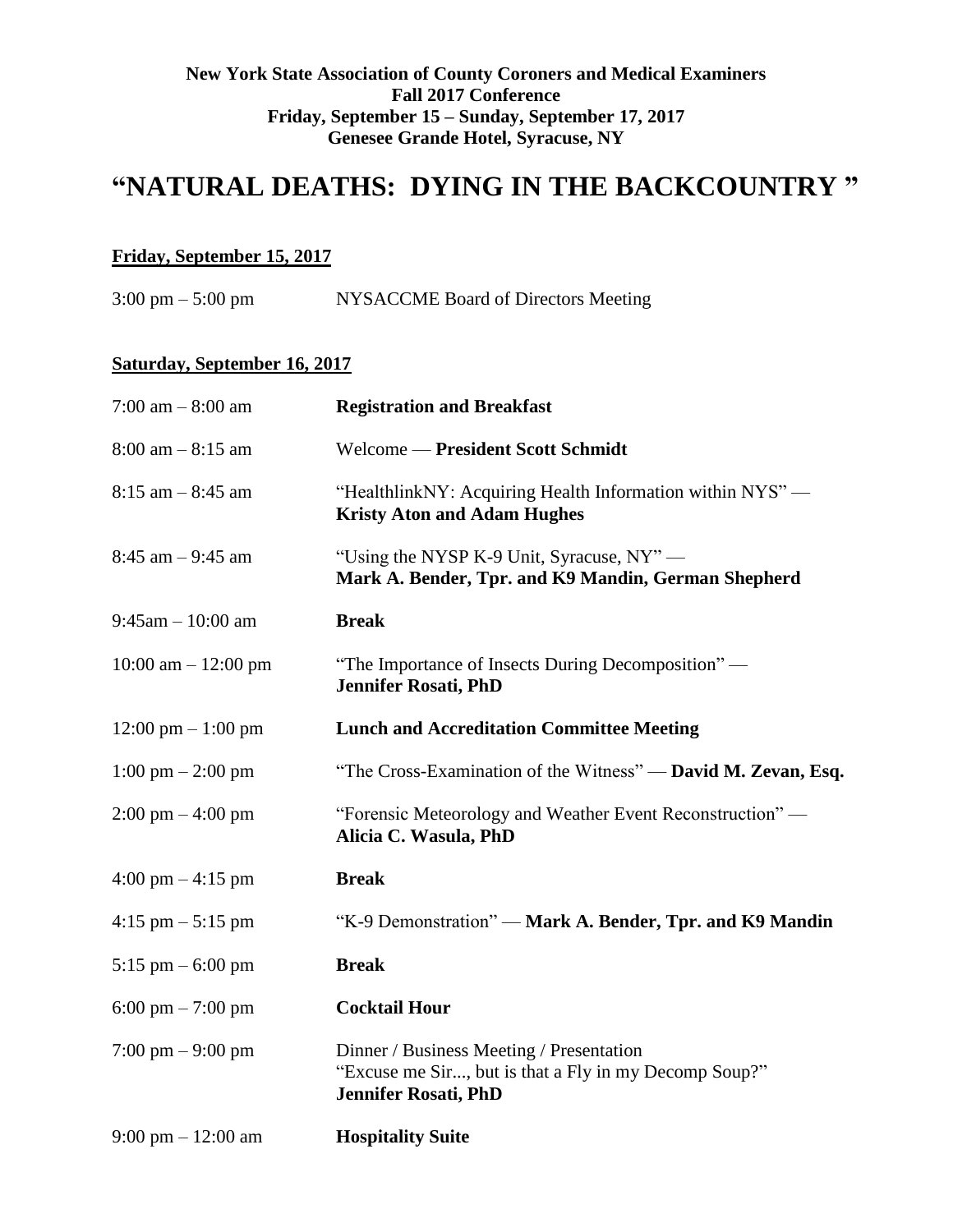**New York State Association of County Coroners and Medical Examiners**
**Fall 2017 Conference**
**Friday, September 15 – Sunday, September 17, 2017**
**Genesee Grande Hotel, Syracuse, NY**

# "NATURAL DEATHS: DYING IN THE BACKCOUNTRY "

## Friday, September 15, 2017

| | |
|---|---|
| 3:00 pm – 5:00 pm | NYSACCME Board of Directors Meeting |

## Saturday, September 16, 2017

| | |
|---|---|
| 7:00 am – 8:00 am | **Registration and Breakfast** |
| 8:00 am – 8:15 am | Welcome — **President Scott Schmidt** |
| 8:15 am – 8:45 am | "HealthlinkNY: Acquiring Health Information within NYS" — **Kristy Aton and Adam Hughes** |
| 8:45 am – 9:45 am | "Using the NYSP K-9 Unit, Syracuse, NY" — **Mark A. Bender, Tpr. and K9 Mandin, German Shepherd** |
| 9:45am – 10:00 am | **Break** |
| 10:00 am – 12:00 pm | "The Importance of Insects During Decomposition" — **Jennifer Rosati, PhD** |
| 12:00 pm – 1:00 pm | **Lunch and Accreditation Committee Meeting** |
| 1:00 pm – 2:00 pm | "The Cross-Examination of the Witness" — **David M. Zevan, Esq.** |
| 2:00 pm – 4:00 pm | "Forensic Meteorology and Weather Event Reconstruction" — **Alicia C. Wasula, PhD** |
| 4:00 pm – 4:15 pm | **Break** |
| 4:15 pm – 5:15 pm | "K-9 Demonstration" — **Mark A. Bender, Tpr. and K9 Mandin** |
| 5:15 pm – 6:00 pm | **Break** |
| 6:00 pm – 7:00 pm | **Cocktail Hour** |
| 7:00 pm – 9:00 pm | Dinner / Business Meeting / Presentation "Excuse me Sir..., but is that a Fly in my Decomp Soup?" **Jennifer Rosati, PhD** |
| 9:00 pm – 12:00 am | **Hospitality Suite** |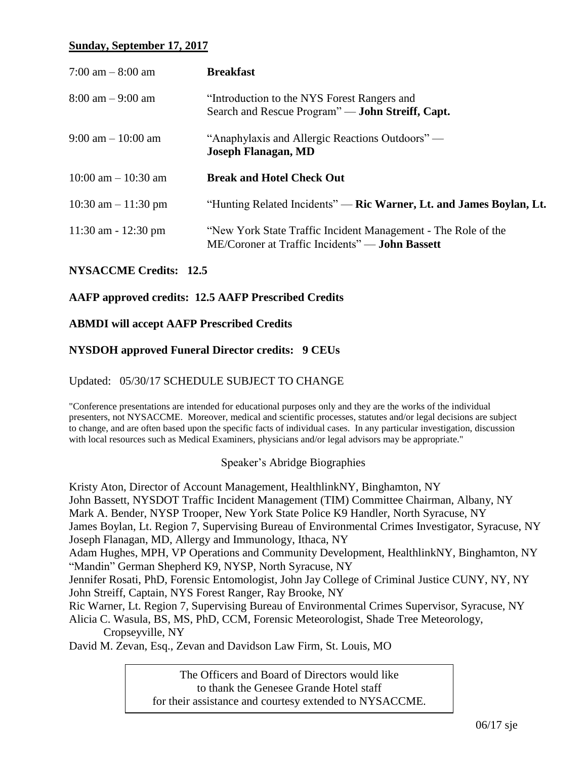**Sunday, September 17, 2017**

| | |
|---|---|
| 7:00 am – 8:00 am | **Breakfast** |
| 8:00 am – 9:00 am | "Introduction to the NYS Forest Rangers and Search and Rescue Program" — **John Streiff, Capt.** |
| 9:00 am – 10:00 am | "Anaphylaxis and Allergic Reactions Outdoors" — **Joseph Flanagan, MD** |
| 10:00 am – 10:30 am | **Break and Hotel Check Out** |
| 10:30 am – 11:30 pm | "Hunting Related Incidents" — **Ric Warner, Lt. and James Boylan, Lt.** |
| 11:30 am - 12:30 pm | "New York State Traffic Incident Management - The Role of the ME/Coroner at Traffic Incidents" — **John Bassett** |

**NYSACCME Credits: 12.5**

**AAFP approved credits: 12.5 AAFP Prescribed Credits**

**ABMDI will accept AAFP Prescribed Credits**

**NYSDOH approved Funeral Director credits: 9 CEUs**

Updated: 05/30/17 SCHEDULE SUBJECT TO CHANGE

"Conference presentations are intended for educational purposes only and they are the works of the individual presenters, not NYSACCME. Moreover, medical and scientific processes, statutes and/or legal decisions are subject to change, and are often based upon the specific facts of individual cases. In any particular investigation, discussion with local resources such as Medical Examiners, physicians and/or legal advisors may be appropriate."

Speaker's Abridge Biographies

Kristy Aton, Director of Account Management, HealthlinkNY, Binghamton, NY
John Bassett, NYSDOT Traffic Incident Management (TIM) Committee Chairman, Albany, NY
Mark A. Bender, NYSP Trooper, New York State Police K9 Handler, North Syracuse, NY
James Boylan, Lt. Region 7, Supervising Bureau of Environmental Crimes Investigator, Syracuse, NY
Joseph Flanagan, MD, Allergy and Immunology, Ithaca, NY
Adam Hughes, MPH, VP Operations and Community Development, HealthlinkNY, Binghamton, NY
"Mandin" German Shepherd K9, NYSP, North Syracuse, NY
Jennifer Rosati, PhD, Forensic Entomologist, John Jay College of Criminal Justice CUNY, NY, NY
John Streiff, Captain, NYS Forest Ranger, Ray Brooke, NY
Ric Warner, Lt. Region 7, Supervising Bureau of Environmental Crimes Supervisor, Syracuse, NY
Alicia C. Wasula, BS, MS, PhD, CCM, Forensic Meteorologist, Shade Tree Meteorology, Cropseyville, NY
David M. Zevan, Esq., Zevan and Davidson Law Firm, St. Louis, MO

The Officers and Board of Directors would like to thank the Genesee Grande Hotel staff for their assistance and courtesy extended to NYSACCME.

06/17 sje